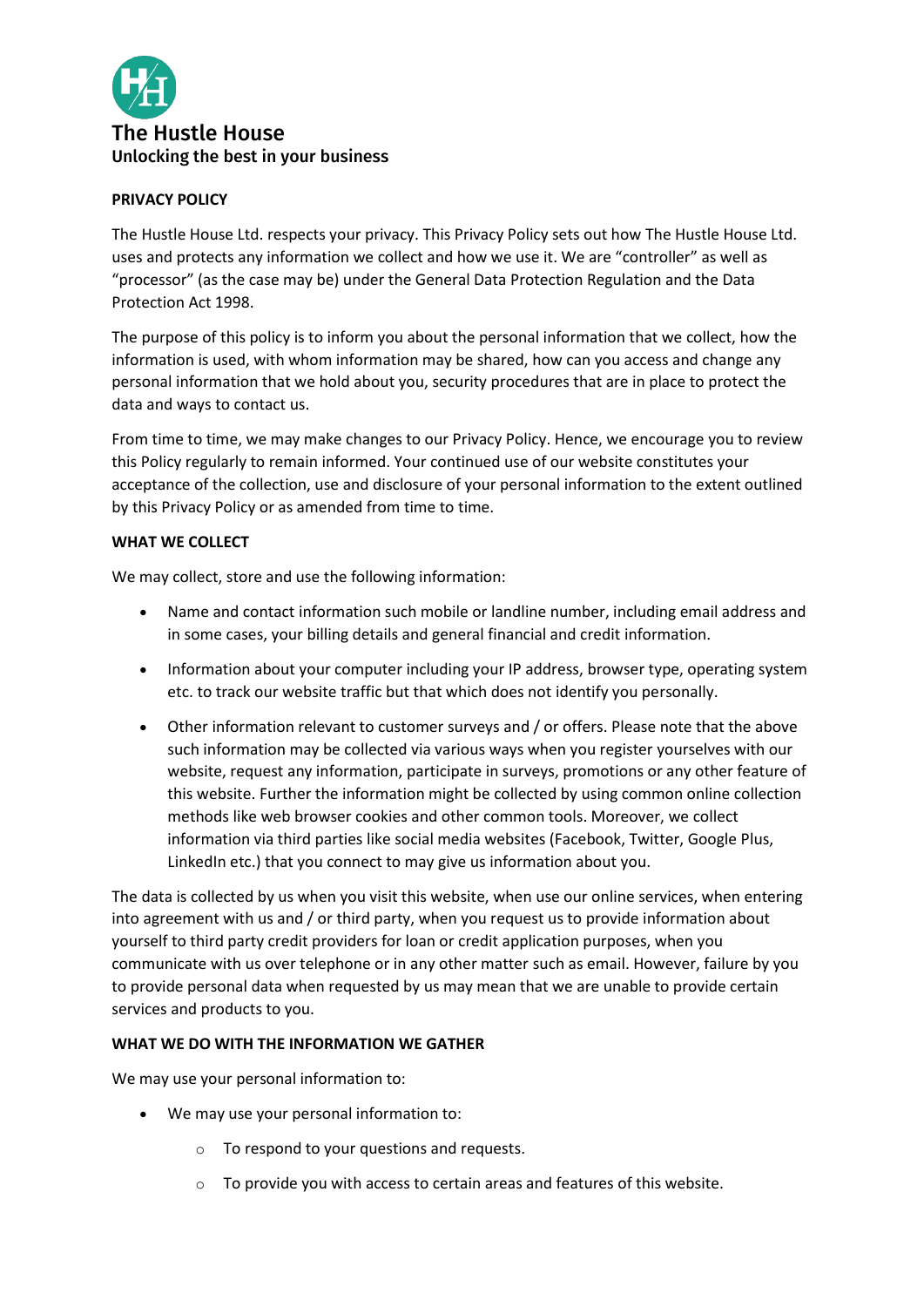# The Hustle House

**Unlocking the best in your business**

## PRIVACY POLICY

The Hustle House Ltd. respects your privacy. This Privacy Policy sets out how The Hustle House Ltd. uses and protects any information we collect and how we use it. We are "controller" as well as "processor" (as the case may be) under the General Data Protection Regulation and the Data Protection Act 1998.

The purpose of this policy is to inform you about the personal information that we collect, how the information is used, with whom information may be shared, how can you access and change any personal information that we hold about you, security procedures that are in place to protect the data and ways to contact us.

From time to time, we may make changes to our Privacy Policy. Hence, we encourage you to review this Policy regularly to remain informed. Your continued use of our website constitutes your acceptance of the collection, use and disclosure of your personal information to the extent outlined by this Privacy Policy or as amended from time to time.

## WHAT WE COLLECT

We may collect, store and use the following information:

- Name and contact information such mobile or landline number, including email address and in some cases, your billing details and general financial and credit information.
- Information about your computer including your IP address, browser type, operating system etc. to track our website traffic but that which does not identify you personally.
- Other information relevant to customer surveys and / or offers. Please note that the above such information may be collected via various ways when you register yourselves with our website, request any information, participate in surveys, promotions or any other feature of this website. Further the information might be collected by using common online collection methods like web browser cookies and other common tools. Moreover, we collect information via third parties like social media websites (Facebook, Twitter, Google Plus, LinkedIn etc.) that you connect to may give us information about you.

The data is collected by us when you visit this website, when use our online services, when entering into agreement with us and / or third party, when you request us to provide information about yourself to third party credit providers for loan or credit application purposes, when you communicate with us over telephone or in any other matter such as email. However, failure by you to provide personal data when requested by us may mean that we are unable to provide certain services and products to you.

## WHAT WE DO WITH THE INFORMATION WE GATHER

We may use your personal information to:

- We may use your personal information to:
    - To respond to your questions and requests.
    - To provide you with access to certain areas and features of this website.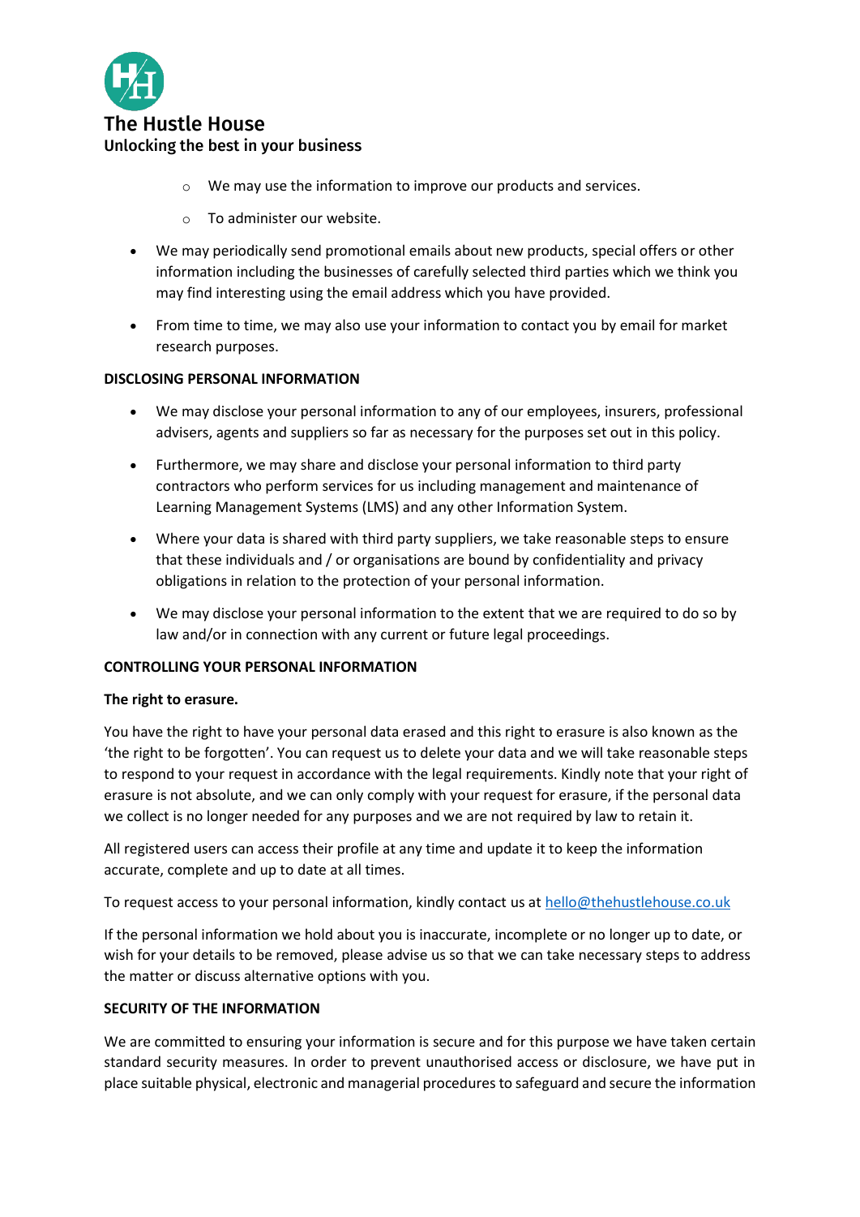- We may use the information to improve our products and services.
  - To administer our website.
- We may periodically send promotional emails about new products, special offers or other information including the businesses of carefully selected third parties which we think you may find interesting using the email address which you have provided.
- From time to time, we may also use your information to contact you by email for market research purposes.

**DISCLOSING PERSONAL INFORMATION**

- We may disclose your personal information to any of our employees, insurers, professional advisers, agents and suppliers so far as necessary for the purposes set out in this policy.
- Furthermore, we may share and disclose your personal information to third party contractors who perform services for us including management and maintenance of Learning Management Systems (LMS) and any other Information System.
- Where your data is shared with third party suppliers, we take reasonable steps to ensure that these individuals and / or organisations are bound by confidentiality and privacy obligations in relation to the protection of your personal information.
- We may disclose your personal information to the extent that we are required to do so by law and/or in connection with any current or future legal proceedings.

**CONTROLLING YOUR PERSONAL INFORMATION**

**The right to erasure.**

You have the right to have your personal data erased and this right to erasure is also known as the 'the right to be forgotten'. You can request us to delete your data and we will take reasonable steps to respond to your request in accordance with the legal requirements. Kindly note that your right of erasure is not absolute, and we can only comply with your request for erasure, if the personal data we collect is no longer needed for any purposes and we are not required by law to retain it.

All registered users can access their profile at any time and update it to keep the information accurate, complete and up to date at all times.

To request access to your personal information, kindly contact us at hello@thehustlehouse.co.uk

If the personal information we hold about you is inaccurate, incomplete or no longer up to date, or wish for your details to be removed, please advise us so that we can take necessary steps to address the matter or discuss alternative options with you.

**SECURITY OF THE INFORMATION**

We are committed to ensuring your information is secure and for this purpose we have taken certain standard security measures. In order to prevent unauthorised access or disclosure, we have put in place suitable physical, electronic and managerial procedures to safeguard and secure the information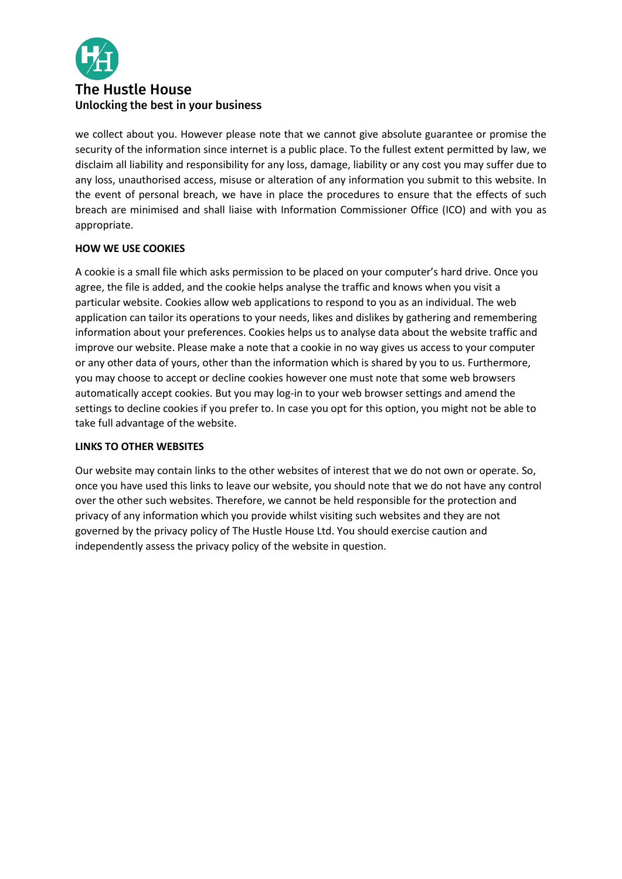we collect about you. However please note that we cannot give absolute guarantee or promise the security of the information since internet is a public place. To the fullest extent permitted by law, we disclaim all liability and responsibility for any loss, damage, liability or any cost you may suffer due to any loss, unauthorised access, misuse or alteration of any information you submit to this website. In the event of personal breach, we have in place the procedures to ensure that the effects of such breach are minimised and shall liaise with Information Commissioner Office (ICO) and with you as appropriate.

**HOW WE USE COOKIES**

A cookie is a small file which asks permission to be placed on your computer's hard drive. Once you agree, the file is added, and the cookie helps analyse the traffic and knows when you visit a particular website. Cookies allow web applications to respond to you as an individual. The web application can tailor its operations to your needs, likes and dislikes by gathering and remembering information about your preferences. Cookies helps us to analyse data about the website traffic and improve our website. Please make a note that a cookie in no way gives us access to your computer or any other data of yours, other than the information which is shared by you to us. Furthermore, you may choose to accept or decline cookies however one must note that some web browsers automatically accept cookies. But you may log-in to your web browser settings and amend the settings to decline cookies if you prefer to. In case you opt for this option, you might not be able to take full advantage of the website.

**LINKS TO OTHER WEBSITES**

Our website may contain links to the other websites of interest that we do not own or operate. So, once you have used this links to leave our website, you should note that we do not have any control over the other such websites. Therefore, we cannot be held responsible for the protection and privacy of any information which you provide whilst visiting such websites and they are not governed by the privacy policy of The Hustle House Ltd. You should exercise caution and independently assess the privacy policy of the website in question.